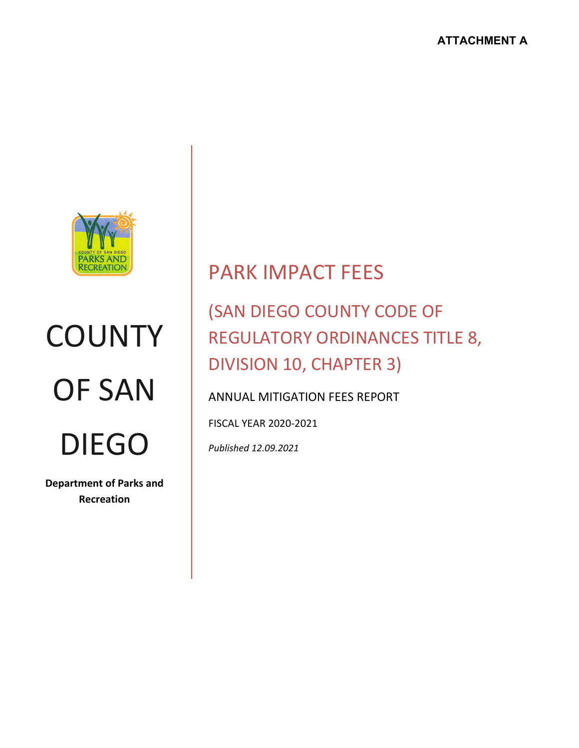**ATTACHMENT A**

# COUNTY OF SAN DIEGO

**Department of Parks and Recreation**

# PARK IMPACT FEES

## (SAN DIEGO COUNTY CODE OF REGULATORY ORDINANCES TITLE 8, DIVISION 10, CHAPTER 3)

ANNUAL MITIGATION FEES REPORT

FISCAL YEAR 2020-2021

*Published 12.09.2021*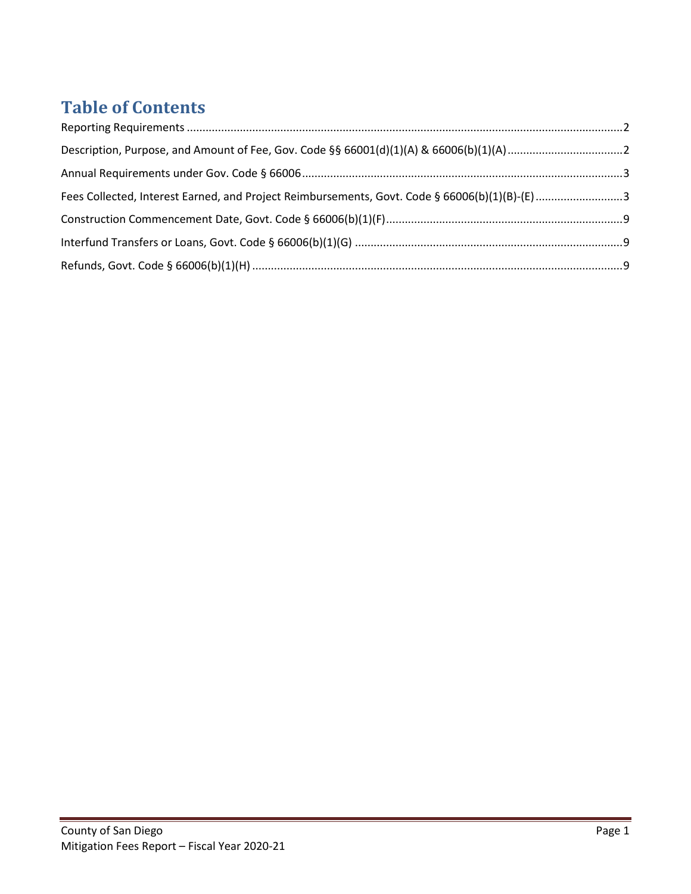# Table of Contents

Reporting Requirements ..........................................................................................................................................2

Description, Purpose, and Amount of Fee, Gov. Code §§ 66001(d)(1)(A) & 66006(b)(1)(A) ....................................2

Annual Requirements under Gov. Code § 66006 .....................................................................................................3

Fees Collected, Interest Earned, and Project Reimbursements, Govt. Code § 66006(b)(1)(B)-(E) ...........................3

Construction Commencement Date, Govt. Code § 66006(b)(1)(F)...........................................................................9

Interfund Transfers or Loans, Govt. Code § 66006(b)(1)(G) ....................................................................................9

Refunds, Govt. Code § 66006(b)(1)(H) .....................................................................................................................9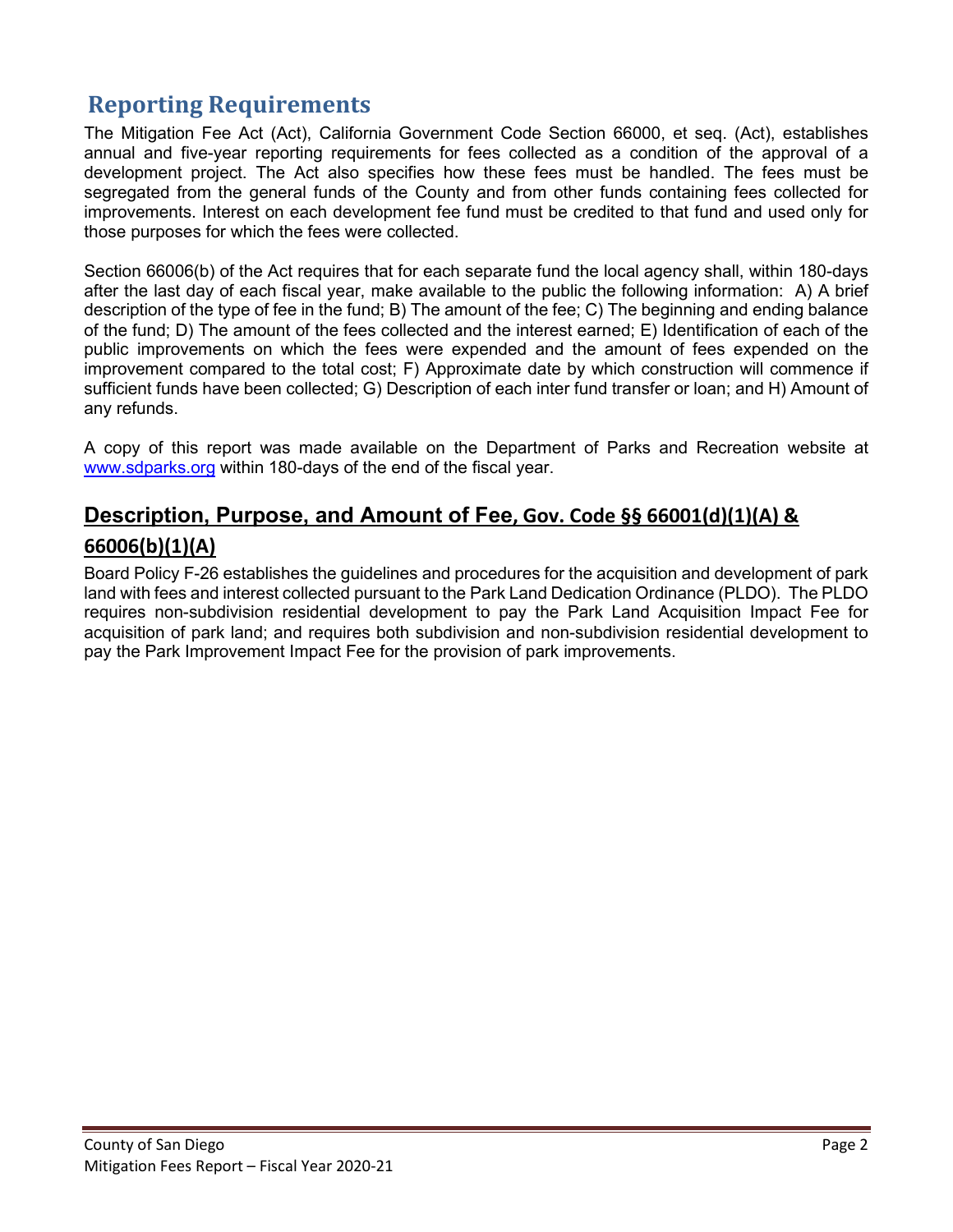# Reporting Requirements

The Mitigation Fee Act (Act), California Government Code Section 66000, et seq. (Act), establishes annual and five-year reporting requirements for fees collected as a condition of the approval of a development project. The Act also specifies how these fees must be handled. The fees must be segregated from the general funds of the County and from other funds containing fees collected for improvements. Interest on each development fee fund must be credited to that fund and used only for those purposes for which the fees were collected.

Section 66006(b) of the Act requires that for each separate fund the local agency shall, within 180-days after the last day of each fiscal year, make available to the public the following information: A) A brief description of the type of fee in the fund; B) The amount of the fee; C) The beginning and ending balance of the fund; D) The amount of the fees collected and the interest earned; E) Identification of each of the public improvements on which the fees were expended and the amount of fees expended on the improvement compared to the total cost; F) Approximate date by which construction will commence if sufficient funds have been collected; G) Description of each inter fund transfer or loan; and H) Amount of any refunds.

A copy of this report was made available on the Department of Parks and Recreation website at [www.sdparks.org](www.sdparks.org) within 180-days of the end of the fiscal year.

## Description, Purpose, and Amount of Fee, Gov. Code §§ 66001(d)(1)(A) & 66006(b)(1)(A)

Board Policy F-26 establishes the guidelines and procedures for the acquisition and development of park land with fees and interest collected pursuant to the Park Land Dedication Ordinance (PLDO). The PLDO requires non-subdivision residential development to pay the Park Land Acquisition Impact Fee for acquisition of park land; and requires both subdivision and non-subdivision residential development to pay the Park Improvement Impact Fee for the provision of park improvements.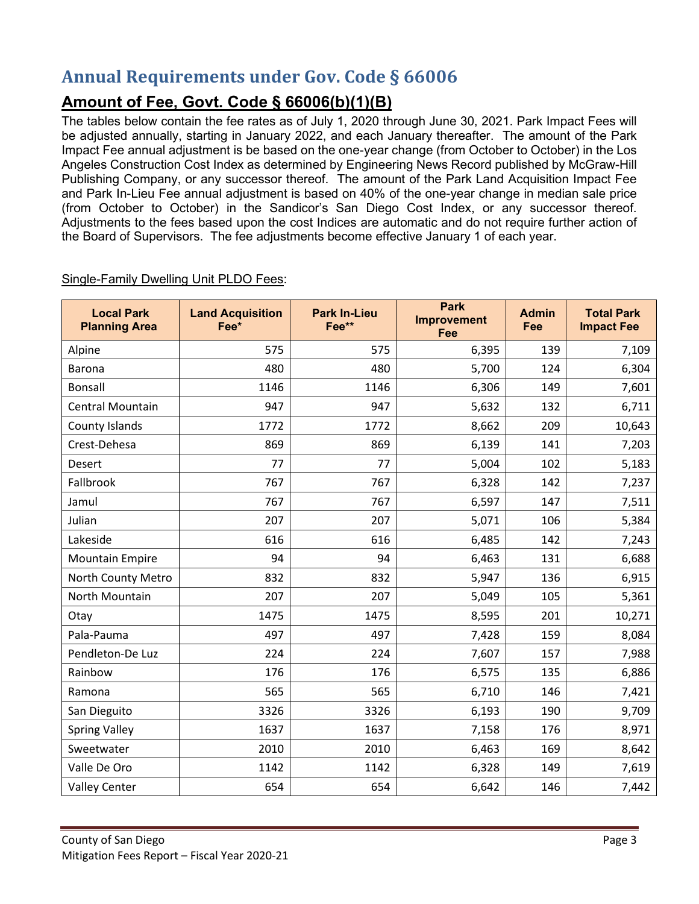# Annual Requirements under Gov. Code § 66006

## Amount of Fee, Govt. Code § 66006(b)(1)(B)

The tables below contain the fee rates as of July 1, 2020 through June 30, 2021. Park Impact Fees will be adjusted annually, starting in January 2022, and each January thereafter. The amount of the Park Impact Fee annual adjustment is be based on the one-year change (from October to October) in the Los Angeles Construction Cost Index as determined by Engineering News Record published by McGraw-Hill Publishing Company, or any successor thereof. The amount of the Park Land Acquisition Impact Fee and Park In-Lieu Fee annual adjustment is based on 40% of the one-year change in median sale price (from October to October) in the Sandicor's San Diego Cost Index, or any successor thereof. Adjustments to the fees based upon the cost Indices are automatic and do not require further action of the Board of Supervisors. The fee adjustments become effective January 1 of each year.

Single-Family Dwelling Unit PLDO Fees:

| Local Park Planning Area | Land Acquisition Fee* | Park In-Lieu Fee** | Park Improvement Fee | Admin Fee | Total Park Impact Fee |
|---|---|---|---|---|---|
| Alpine | 575 | 575 | 6,395 | 139 | 7,109 |
| Barona | 480 | 480 | 5,700 | 124 | 6,304 |
| Bonsall | 1146 | 1146 | 6,306 | 149 | 7,601 |
| Central Mountain | 947 | 947 | 5,632 | 132 | 6,711 |
| County Islands | 1772 | 1772 | 8,662 | 209 | 10,643 |
| Crest-Dehesa | 869 | 869 | 6,139 | 141 | 7,203 |
| Desert | 77 | 77 | 5,004 | 102 | 5,183 |
| Fallbrook | 767 | 767 | 6,328 | 142 | 7,237 |
| Jamul | 767 | 767 | 6,597 | 147 | 7,511 |
| Julian | 207 | 207 | 5,071 | 106 | 5,384 |
| Lakeside | 616 | 616 | 6,485 | 142 | 7,243 |
| Mountain Empire | 94 | 94 | 6,463 | 131 | 6,688 |
| North County Metro | 832 | 832 | 5,947 | 136 | 6,915 |
| North Mountain | 207 | 207 | 5,049 | 105 | 5,361 |
| Otay | 1475 | 1475 | 8,595 | 201 | 10,271 |
| Pala-Pauma | 497 | 497 | 7,428 | 159 | 8,084 |
| Pendleton-De Luz | 224 | 224 | 7,607 | 157 | 7,988 |
| Rainbow | 176 | 176 | 6,575 | 135 | 6,886 |
| Ramona | 565 | 565 | 6,710 | 146 | 7,421 |
| San Dieguito | 3326 | 3326 | 6,193 | 190 | 9,709 |
| Spring Valley | 1637 | 1637 | 7,158 | 176 | 8,971 |
| Sweetwater | 2010 | 2010 | 6,463 | 169 | 8,642 |
| Valle De Oro | 1142 | 1142 | 6,328 | 149 | 7,619 |
| Valley Center | 654 | 654 | 6,642 | 146 | 7,442 |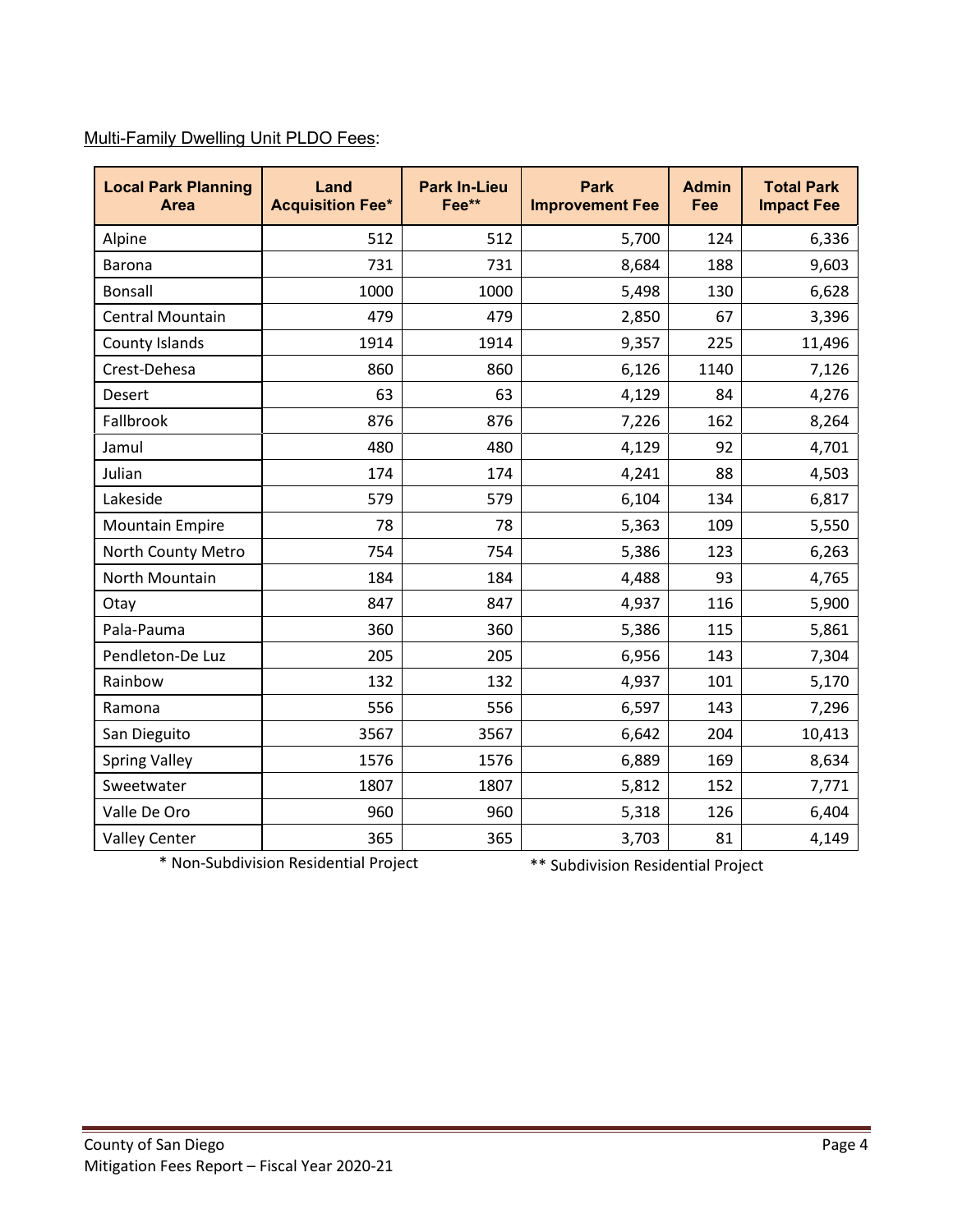Multi-Family Dwelling Unit PLDO Fees:

| Local Park Planning Area | Land Acquisition Fee* | Park In-Lieu Fee** | Park Improvement Fee | Admin Fee | Total Park Impact Fee |
|---|---|---|---|---|---|
| Alpine | 512 | 512 | 5,700 | 124 | 6,336 |
| Barona | 731 | 731 | 8,684 | 188 | 9,603 |
| Bonsall | 1000 | 1000 | 5,498 | 130 | 6,628 |
| Central Mountain | 479 | 479 | 2,850 | 67 | 3,396 |
| County Islands | 1914 | 1914 | 9,357 | 225 | 11,496 |
| Crest-Dehesa | 860 | 860 | 6,126 | 1140 | 7,126 |
| Desert | 63 | 63 | 4,129 | 84 | 4,276 |
| Fallbrook | 876 | 876 | 7,226 | 162 | 8,264 |
| Jamul | 480 | 480 | 4,129 | 92 | 4,701 |
| Julian | 174 | 174 | 4,241 | 88 | 4,503 |
| Lakeside | 579 | 579 | 6,104 | 134 | 6,817 |
| Mountain Empire | 78 | 78 | 5,363 | 109 | 5,550 |
| North County Metro | 754 | 754 | 5,386 | 123 | 6,263 |
| North Mountain | 184 | 184 | 4,488 | 93 | 4,765 |
| Otay | 847 | 847 | 4,937 | 116 | 5,900 |
| Pala-Pauma | 360 | 360 | 5,386 | 115 | 5,861 |
| Pendleton-De Luz | 205 | 205 | 6,956 | 143 | 7,304 |
| Rainbow | 132 | 132 | 4,937 | 101 | 5,170 |
| Ramona | 556 | 556 | 6,597 | 143 | 7,296 |
| San Dieguito | 3567 | 3567 | 6,642 | 204 | 10,413 |
| Spring Valley | 1576 | 1576 | 6,889 | 169 | 8,634 |
| Sweetwater | 1807 | 1807 | 5,812 | 152 | 7,771 |
| Valle De Oro | 960 | 960 | 5,318 | 126 | 6,404 |
| Valley Center | 365 | 365 | 3,703 | 81 | 4,149 |

\* Non-Subdivision Residential Project

\*\* Subdivision Residential Project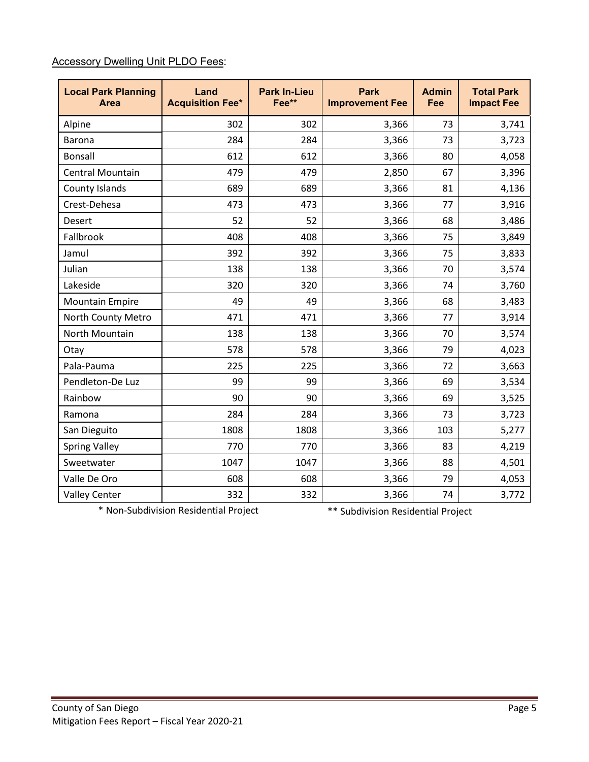Accessory Dwelling Unit PLDO Fees:

| Local Park Planning Area | Land Acquisition Fee* | Park In-Lieu Fee** | Park Improvement Fee | Admin Fee | Total Park Impact Fee |
|---|---|---|---|---|---|
| Alpine | 302 | 302 | 3,366 | 73 | 3,741 |
| Barona | 284 | 284 | 3,366 | 73 | 3,723 |
| Bonsall | 612 | 612 | 3,366 | 80 | 4,058 |
| Central Mountain | 479 | 479 | 2,850 | 67 | 3,396 |
| County Islands | 689 | 689 | 3,366 | 81 | 4,136 |
| Crest-Dehesa | 473 | 473 | 3,366 | 77 | 3,916 |
| Desert | 52 | 52 | 3,366 | 68 | 3,486 |
| Fallbrook | 408 | 408 | 3,366 | 75 | 3,849 |
| Jamul | 392 | 392 | 3,366 | 75 | 3,833 |
| Julian | 138 | 138 | 3,366 | 70 | 3,574 |
| Lakeside | 320 | 320 | 3,366 | 74 | 3,760 |
| Mountain Empire | 49 | 49 | 3,366 | 68 | 3,483 |
| North County Metro | 471 | 471 | 3,366 | 77 | 3,914 |
| North Mountain | 138 | 138 | 3,366 | 70 | 3,574 |
| Otay | 578 | 578 | 3,366 | 79 | 4,023 |
| Pala-Pauma | 225 | 225 | 3,366 | 72 | 3,663 |
| Pendleton-De Luz | 99 | 99 | 3,366 | 69 | 3,534 |
| Rainbow | 90 | 90 | 3,366 | 69 | 3,525 |
| Ramona | 284 | 284 | 3,366 | 73 | 3,723 |
| San Dieguito | 1808 | 1808 | 3,366 | 103 | 5,277 |
| Spring Valley | 770 | 770 | 3,366 | 83 | 4,219 |
| Sweetwater | 1047 | 1047 | 3,366 | 88 | 4,501 |
| Valle De Oro | 608 | 608 | 3,366 | 79 | 4,053 |
| Valley Center | 332 | 332 | 3,366 | 74 | 3,772 |

\* Non-Subdivision Residential Project

** Subdivision Residential Project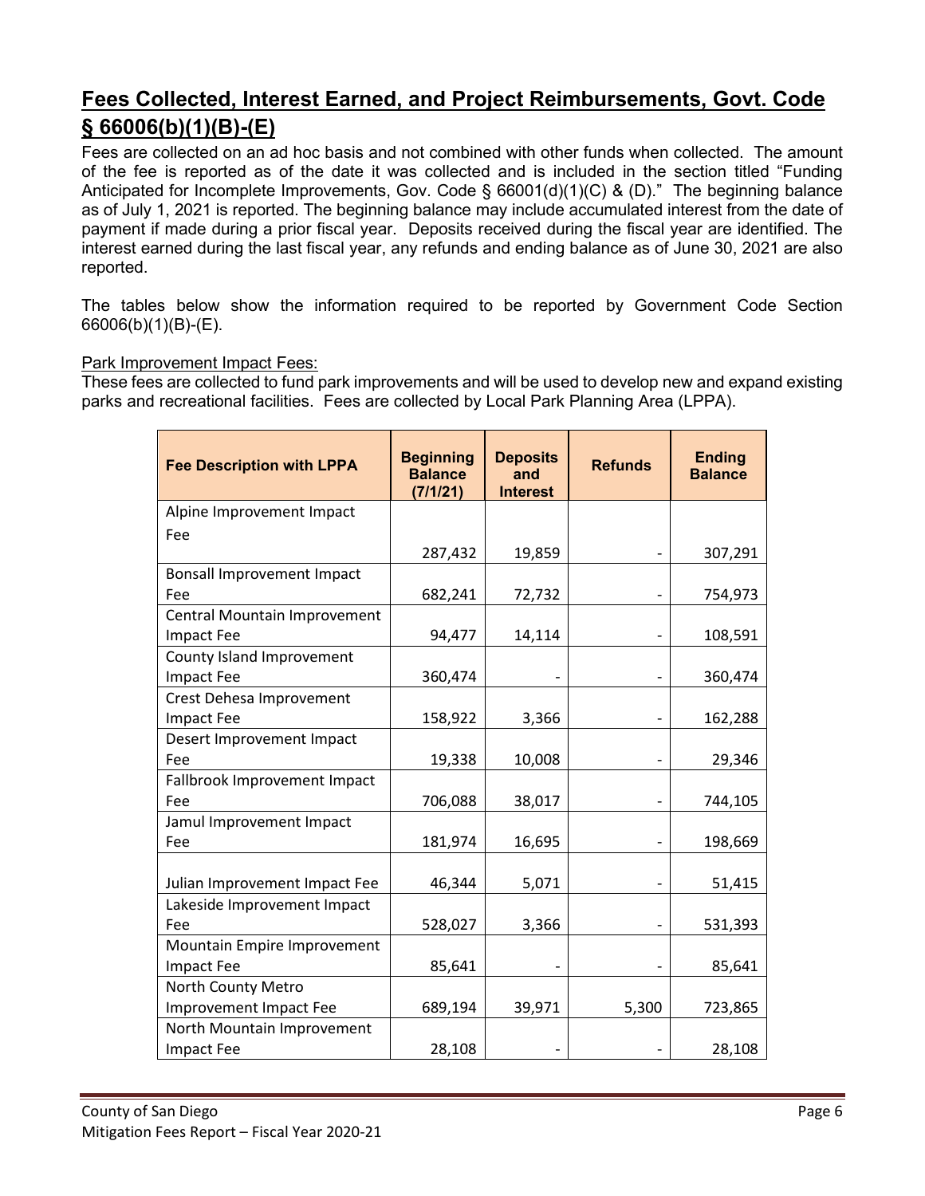## Fees Collected, Interest Earned, and Project Reimbursements, Govt. Code § 66006(b)(1)(B)-(E)

Fees are collected on an ad hoc basis and not combined with other funds when collected. The amount of the fee is reported as of the date it was collected and is included in the section titled "Funding Anticipated for Incomplete Improvements, Gov. Code § 66001(d)(1)(C) & (D)." The beginning balance as of July 1, 2021 is reported. The beginning balance may include accumulated interest from the date of payment if made during a prior fiscal year. Deposits received during the fiscal year are identified. The interest earned during the last fiscal year, any refunds and ending balance as of June 30, 2021 are also reported.

The tables below show the information required to be reported by Government Code Section 66006(b)(1)(B)-(E).

Park Improvement Impact Fees:

These fees are collected to fund park improvements and will be used to develop new and expand existing parks and recreational facilities. Fees are collected by Local Park Planning Area (LPPA).

| Fee Description with LPPA | Beginning Balance (7/1/21) | Deposits and Interest | Refunds | Ending Balance |
|---|---|---|---|---|
| Alpine Improvement Impact Fee | 287,432 | 19,859 | - | 307,291 |
| Bonsall Improvement Impact Fee | 682,241 | 72,732 | - | 754,973 |
| Central Mountain Improvement Impact Fee | 94,477 | 14,114 | - | 108,591 |
| County Island Improvement Impact Fee | 360,474 | - | - | 360,474 |
| Crest Dehesa Improvement Impact Fee | 158,922 | 3,366 | - | 162,288 |
| Desert Improvement Impact Fee | 19,338 | 10,008 | - | 29,346 |
| Fallbrook Improvement Impact Fee | 706,088 | 38,017 | - | 744,105 |
| Jamul Improvement Impact Fee | 181,974 | 16,695 | - | 198,669 |
| Julian Improvement Impact Fee | 46,344 | 5,071 | - | 51,415 |
| Lakeside Improvement Impact Fee | 528,027 | 3,366 | - | 531,393 |
| Mountain Empire Improvement Impact Fee | 85,641 | - | - | 85,641 |
| North County Metro Improvement Impact Fee | 689,194 | 39,971 | 5,300 | 723,865 |
| North Mountain Improvement Impact Fee | 28,108 | - | - | 28,108 |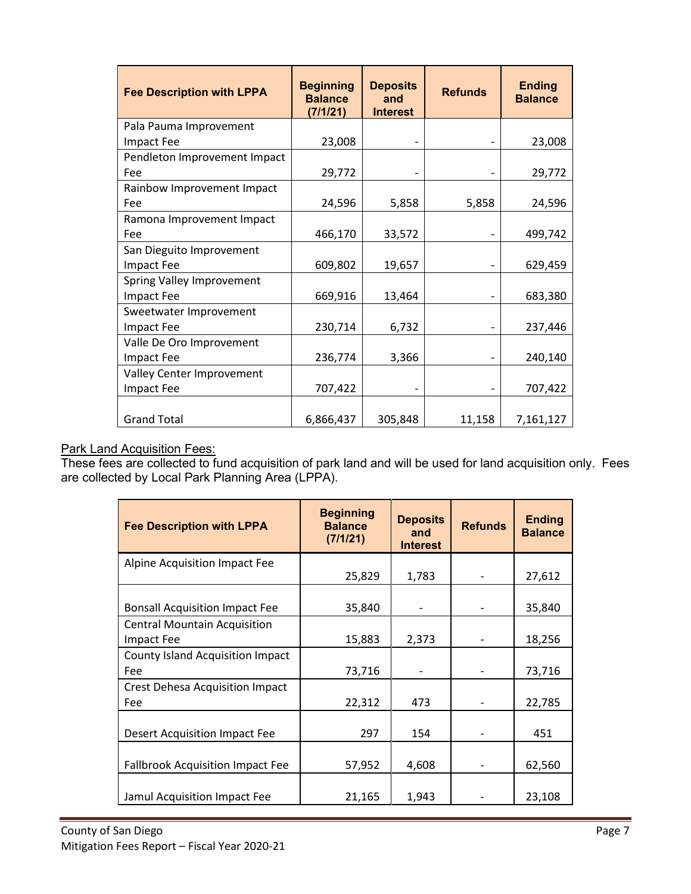| Fee Description with LPPA | Beginning Balance (7/1/21) | Deposits and Interest | Refunds | Ending Balance |
|---|---|---|---|---|
| Pala Pauma Improvement Impact Fee | 23,008 | - | - | 23,008 |
| Pendleton Improvement Impact Fee | 29,772 | - | - | 29,772 |
| Rainbow Improvement Impact Fee | 24,596 | 5,858 | 5,858 | 24,596 |
| Ramona Improvement Impact Fee | 466,170 | 33,572 | - | 499,742 |
| San Dieguito Improvement Impact Fee | 609,802 | 19,657 | - | 629,459 |
| Spring Valley Improvement Impact Fee | 669,916 | 13,464 | - | 683,380 |
| Sweetwater Improvement Impact Fee | 230,714 | 6,732 | - | 237,446 |
| Valle De Oro Improvement Impact Fee | 236,774 | 3,366 | - | 240,140 |
| Valley Center Improvement Impact Fee | 707,422 | - | - | 707,422 |
| Grand Total | 6,866,437 | 305,848 | 11,158 | 7,161,127 |

Park Land Acquisition Fees:

These fees are collected to fund acquisition of park land and will be used for land acquisition only. Fees are collected by Local Park Planning Area (LPPA).

| Fee Description with LPPA | Beginning Balance (7/1/21) | Deposits and Interest | Refunds | Ending Balance |
|---|---|---|---|---|
| Alpine Acquisition Impact Fee | 25,829 | 1,783 | - | 27,612 |
| Bonsall Acquisition Impact Fee | 35,840 | - | - | 35,840 |
| Central Mountain Acquisition Impact Fee | 15,883 | 2,373 | - | 18,256 |
| County Island Acquisition Impact Fee | 73,716 | - | - | 73,716 |
| Crest Dehesa Acquisition Impact Fee | 22,312 | 473 | - | 22,785 |
| Desert Acquisition Impact Fee | 297 | 154 | - | 451 |
| Fallbrook Acquisition Impact Fee | 57,952 | 4,608 | - | 62,560 |
| Jamul Acquisition Impact Fee | 21,165 | 1,943 | - | 23,108 |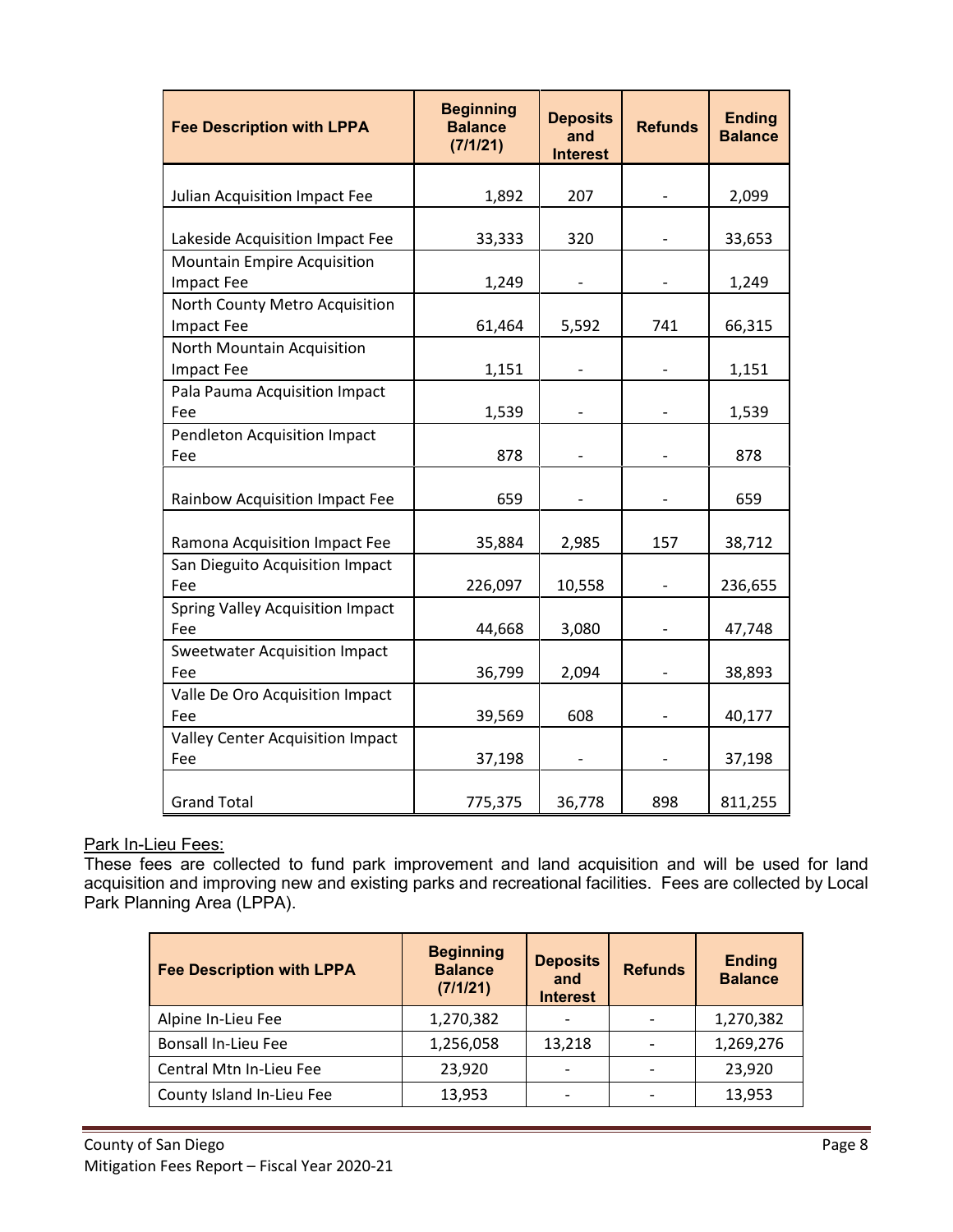| Fee Description with LPPA | Beginning Balance (7/1/21) | Deposits and Interest | Refunds | Ending Balance |
|---|---|---|---|---|
| Julian Acquisition Impact Fee | 1,892 | 207 | - | 2,099 |
| Lakeside Acquisition Impact Fee | 33,333 | 320 | - | 33,653 |
| Mountain Empire Acquisition Impact Fee | 1,249 | - | - | 1,249 |
| North County Metro Acquisition Impact Fee | 61,464 | 5,592 | 741 | 66,315 |
| North Mountain Acquisition Impact Fee | 1,151 | - | - | 1,151 |
| Pala Pauma Acquisition Impact Fee | 1,539 | - | - | 1,539 |
| Pendleton Acquisition Impact Fee | 878 | - | - | 878 |
| Rainbow Acquisition Impact Fee | 659 | - | - | 659 |
| Ramona Acquisition Impact Fee | 35,884 | 2,985 | 157 | 38,712 |
| San Dieguito Acquisition Impact Fee | 226,097 | 10,558 | - | 236,655 |
| Spring Valley Acquisition Impact Fee | 44,668 | 3,080 | - | 47,748 |
| Sweetwater Acquisition Impact Fee | 36,799 | 2,094 | - | 38,893 |
| Valle De Oro Acquisition Impact Fee | 39,569 | 608 | - | 40,177 |
| Valley Center Acquisition Impact Fee | 37,198 | - | - | 37,198 |
| Grand Total | 775,375 | 36,778 | 898 | 811,255 |

Park In-Lieu Fees:

These fees are collected to fund park improvement and land acquisition and will be used for land acquisition and improving new and existing parks and recreational facilities. Fees are collected by Local Park Planning Area (LPPA).

| Fee Description with LPPA | Beginning Balance (7/1/21) | Deposits and Interest | Refunds | Ending Balance |
|---|---|---|---|---|
| Alpine In-Lieu Fee | 1,270,382 | - | - | 1,270,382 |
| Bonsall In-Lieu Fee | 1,256,058 | 13,218 | - | 1,269,276 |
| Central Mtn In-Lieu Fee | 23,920 | - | - | 23,920 |
| County Island In-Lieu Fee | 13,953 | - | - | 13,953 |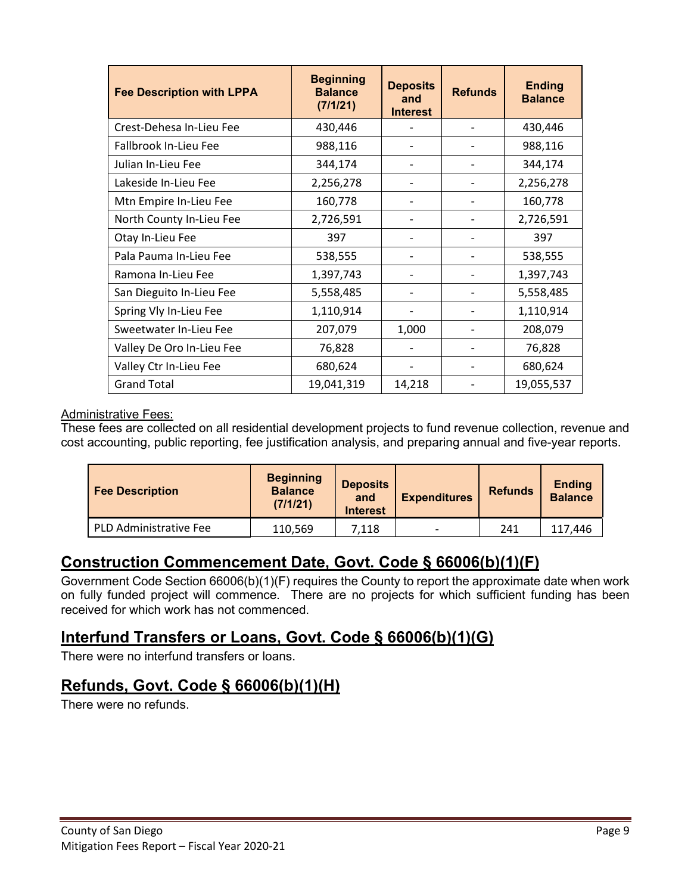| Fee Description with LPPA | Beginning Balance (7/1/21) | Deposits and Interest | Refunds | Ending Balance |
|---|---|---|---|---|
| Crest-Dehesa In-Lieu Fee | 430,446 | - | - | 430,446 |
| Fallbrook In-Lieu Fee | 988,116 | - | - | 988,116 |
| Julian In-Lieu Fee | 344,174 | - | - | 344,174 |
| Lakeside In-Lieu Fee | 2,256,278 | - | - | 2,256,278 |
| Mtn Empire In-Lieu Fee | 160,778 | - | - | 160,778 |
| North County In-Lieu Fee | 2,726,591 | - | - | 2,726,591 |
| Otay In-Lieu Fee | 397 | - | - | 397 |
| Pala Pauma In-Lieu Fee | 538,555 | - | - | 538,555 |
| Ramona In-Lieu Fee | 1,397,743 | - | - | 1,397,743 |
| San Dieguito In-Lieu Fee | 5,558,485 | - | - | 5,558,485 |
| Spring Vly In-Lieu Fee | 1,110,914 | - | - | 1,110,914 |
| Sweetwater In-Lieu Fee | 207,079 | 1,000 | - | 208,079 |
| Valley De Oro In-Lieu Fee | 76,828 | - | - | 76,828 |
| Valley Ctr In-Lieu Fee | 680,624 | - | - | 680,624 |
| Grand Total | 19,041,319 | 14,218 | - | 19,055,537 |

Administrative Fees:

These fees are collected on all residential development projects to fund revenue collection, revenue and cost accounting, public reporting, fee justification analysis, and preparing annual and five-year reports.

| Fee Description | Beginning Balance (7/1/21) | Deposits and Interest | Expenditures | Refunds | Ending Balance |
|---|---|---|---|---|---|
| PLD Administrative Fee | 110,569 | 7,118 | - | 241 | 117,446 |

## Construction Commencement Date, Govt. Code § 66006(b)(1)(F)

Government Code Section 66006(b)(1)(F) requires the County to report the approximate date when work on fully funded project will commence. There are no projects for which sufficient funding has been received for which work has not commenced.

## Interfund Transfers or Loans, Govt. Code § 66006(b)(1)(G)

There were no interfund transfers or loans.

## Refunds, Govt. Code § 66006(b)(1)(H)

There were no refunds.